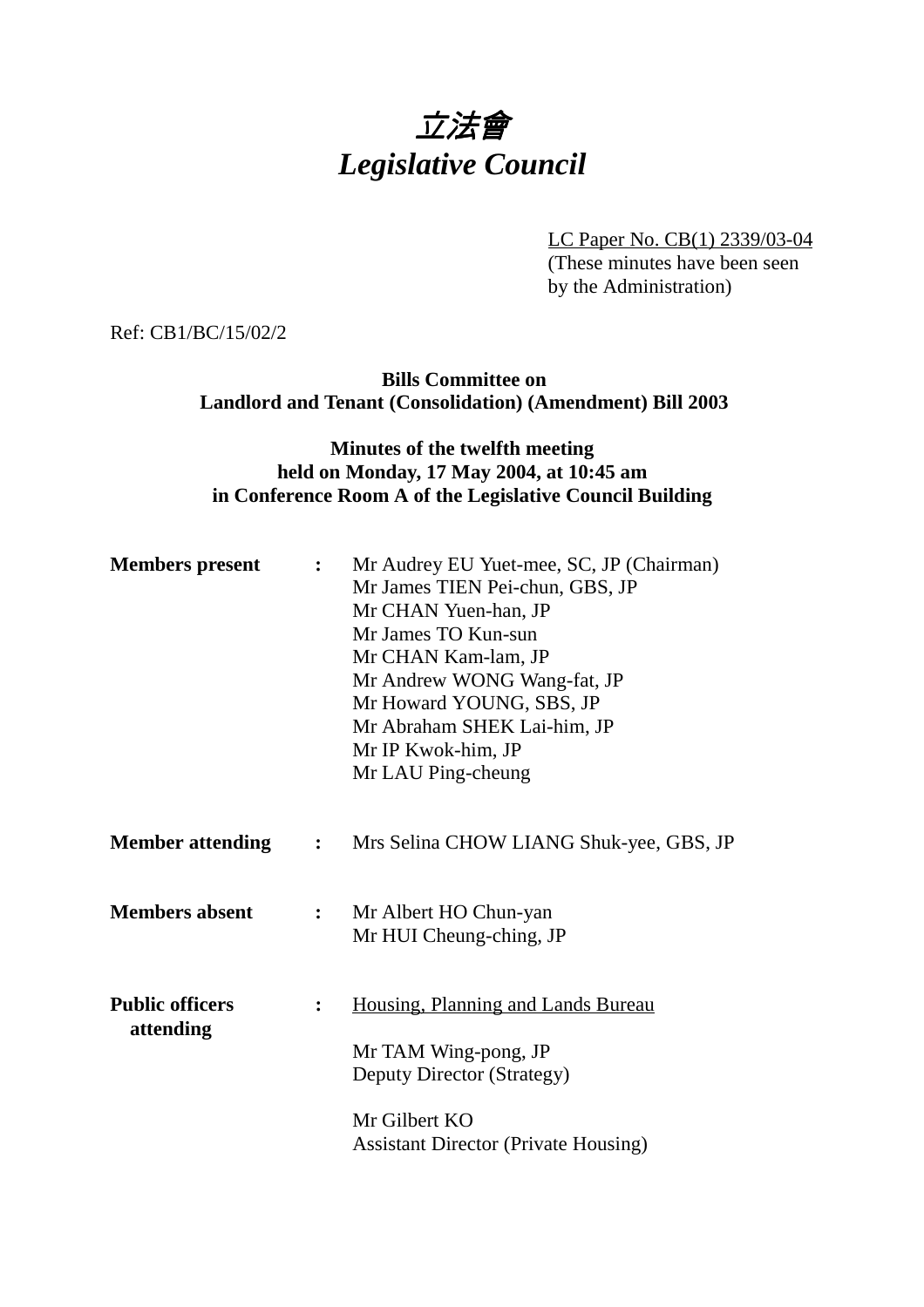# *立法會*
# *Legislative Council*

LC Paper No. CB(1) 2339/03-04
(These minutes have been seen by the Administration)

Ref: CB1/BC/15/02/2

**Bills Committee on**
**Landlord and Tenant (Consolidation) (Amendment) Bill 2003**

**Minutes of the twelfth meeting**
**held on Monday, 17 May 2004, at 10:45 am**
**in Conference Room A of the Legislative Council Building**

**Members present** : Mr Audrey EU Yuet-mee, SC, JP (Chairman)
Mr James TIEN Pei-chun, GBS, JP
Mr CHAN Yuen-han, JP
Mr James TO Kun-sun
Mr CHAN Kam-lam, JP
Mr Andrew WONG Wang-fat, JP
Mr Howard YOUNG, SBS, JP
Mr Abraham SHEK Lai-him, JP
Mr IP Kwok-him, JP
Mr LAU Ping-cheung

**Member attending** : Mrs Selina CHOW LIANG Shuk-yee, GBS, JP

**Members absent** : Mr Albert HO Chun-yan
Mr HUI Cheung-ching, JP

**Public officers attending** : Housing, Planning and Lands Bureau

Mr TAM Wing-pong, JP
Deputy Director (Strategy)

Mr Gilbert KO
Assistant Director (Private Housing)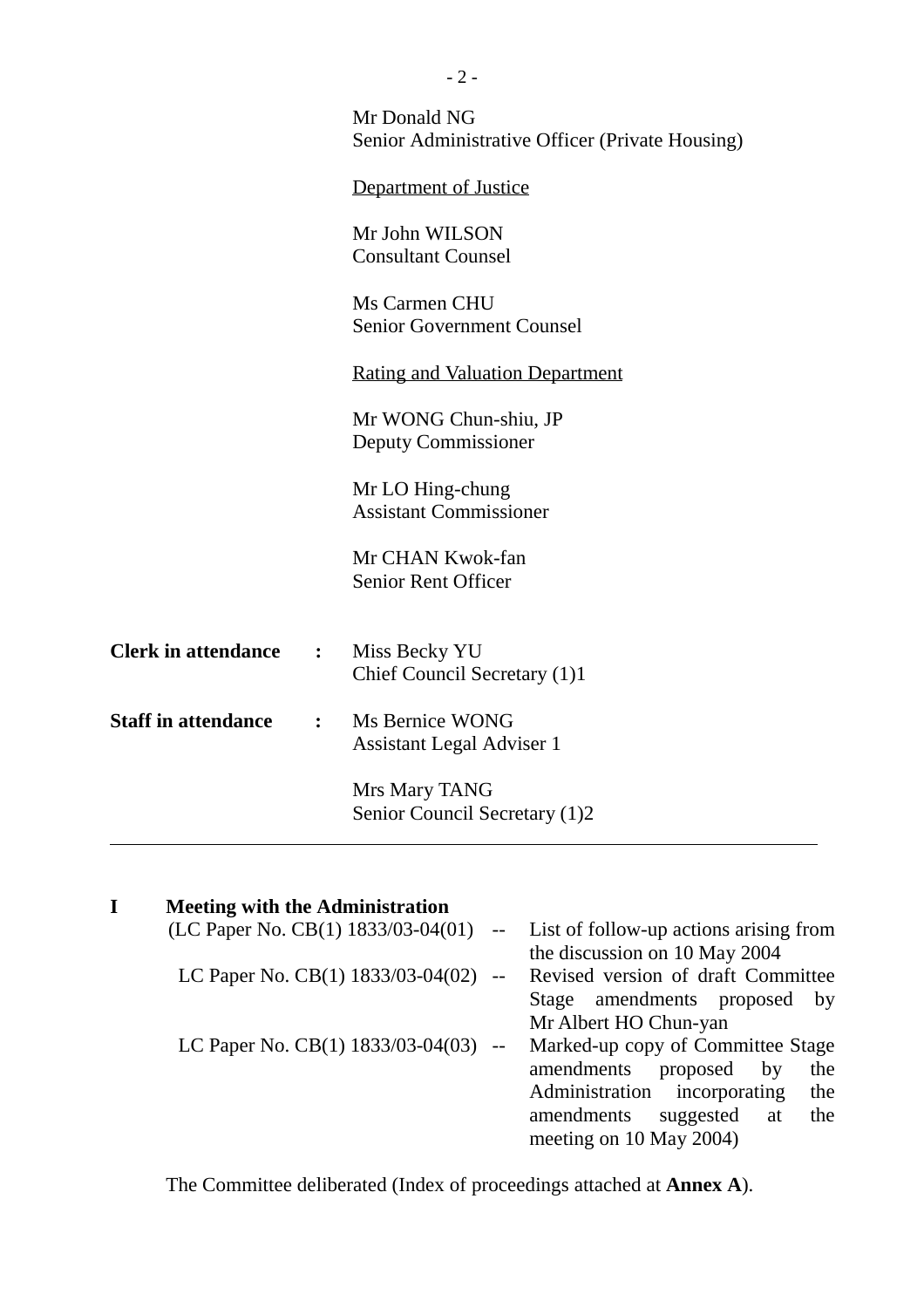Mr Donald NG
Senior Administrative Officer (Private Housing)

Department of Justice

Mr John WILSON
Consultant Counsel

Ms Carmen CHU
Senior Government Counsel

Rating and Valuation Department

Mr WONG Chun-shiu, JP
Deputy Commissioner

Mr LO Hing-chung
Assistant Commissioner

Mr CHAN Kwok-fan
Senior Rent Officer

**Clerk in attendance** : Miss Becky YU
Chief Council Secretary (1)1

**Staff in attendance** : Ms Bernice WONG
Assistant Legal Adviser 1

Mrs Mary TANG
Senior Council Secretary (1)2

---

**I Meeting with the Administration**

(LC Paper No. CB(1) 1833/03-04(01) -- List of follow-up actions arising from the discussion on 10 May 2004

LC Paper No. CB(1) 1833/03-04(02) -- Revised version of draft Committee Stage amendments proposed by Mr Albert HO Chun-yan

LC Paper No. CB(1) 1833/03-04(03) -- Marked-up copy of Committee Stage amendments proposed by the Administration incorporating the amendments suggested at the meeting on 10 May 2004)

The Committee deliberated (Index of proceedings attached at **Annex A**).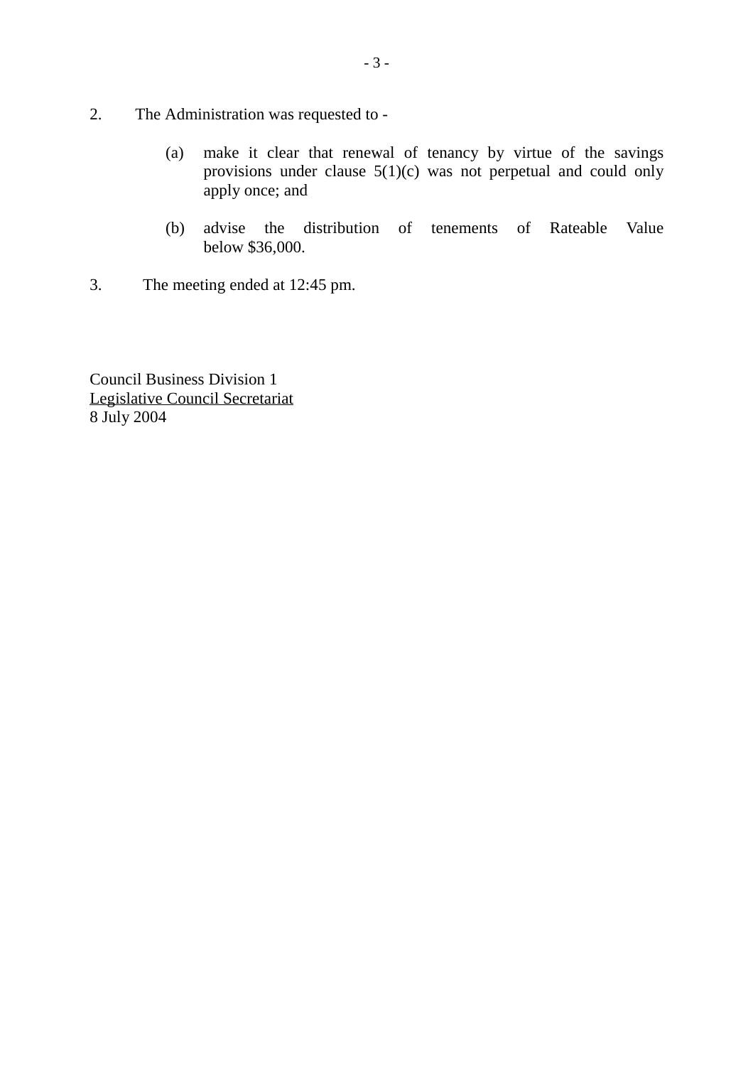2. The Administration was requested to -

   (a) make it clear that renewal of tenancy by virtue of the savings provisions under clause 5(1)(c) was not perpetual and could only apply once; and

   (b) advise the distribution of tenements of Rateable Value below $36,000.

3. The meeting ended at 12:45 pm.

Council Business Division 1
Legislative Council Secretariat
8 July 2004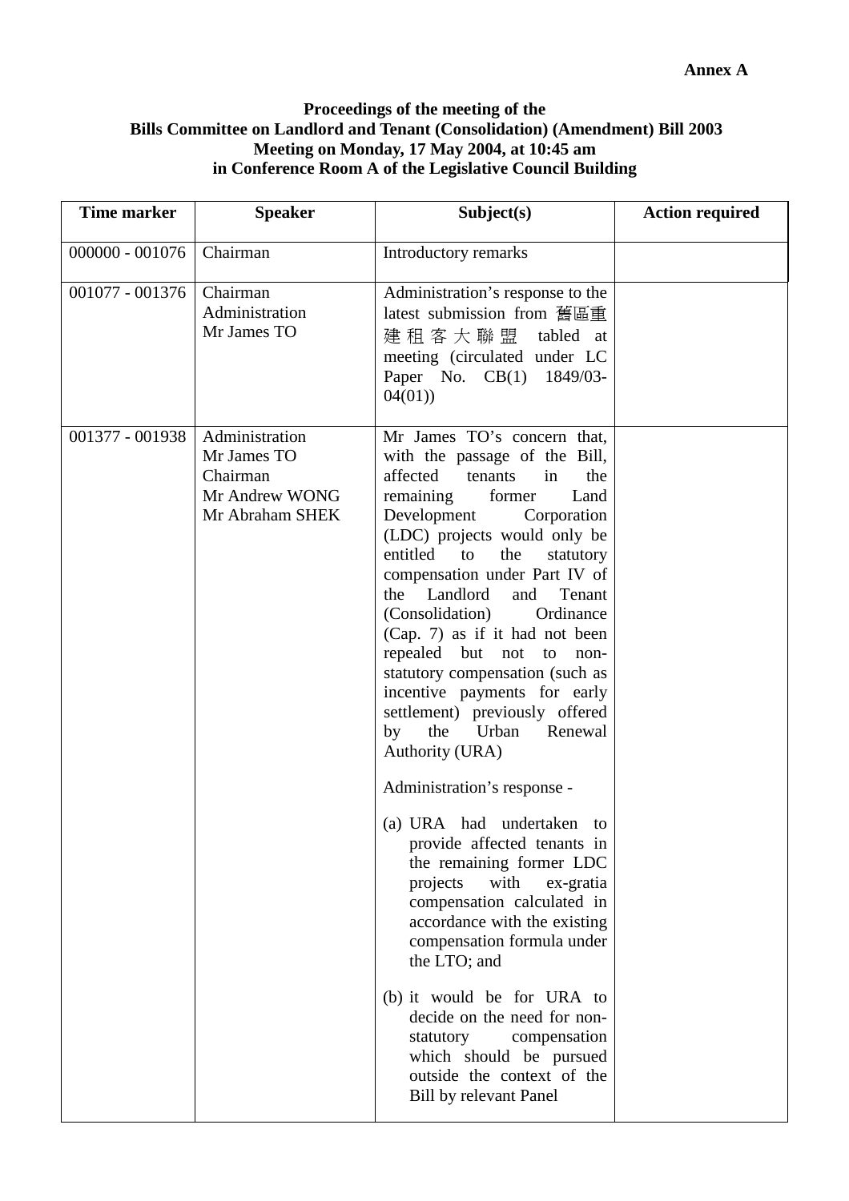**Annex A**

**Proceedings of the meeting of the**
**Bills Committee on Landlord and Tenant (Consolidation) (Amendment) Bill 2003**
**Meeting on Monday, 17 May 2004, at 10:45 am**
**in Conference Room A of the Legislative Council Building**

| Time marker | Speaker | Subject(s) | Action required |
|---|---|---|---|
| 000000 - 001076 | Chairman | Introductory remarks | |
| 001077 - 001376 | Chairman<br>Administration<br>Mr James TO | Administration's response to the latest submission from 舊區重建租客大聯盟 tabled at meeting (circulated under LC Paper No. CB(1) 1849/03-04(01)) | |
| 001377 - 001938 | Administration<br>Mr James TO<br>Chairman<br>Mr Andrew WONG<br>Mr Abraham SHEK | Mr James TO's concern that, with the passage of the Bill, affected tenants in the remaining former Land Development Corporation (LDC) projects would only be entitled to the statutory compensation under Part IV of the Landlord and Tenant (Consolidation) Ordinance (Cap. 7) as if it had not been repealed but not to non-statutory compensation (such as incentive payments for early settlement) previously offered by the Urban Renewal Authority (URA)<br><br>Administration's response -<br><br>(a) URA had undertaken to provide affected tenants in the remaining former LDC projects with ex-gratia compensation calculated in accordance with the existing compensation formula under the LTO; and<br><br>(b) it would be for URA to decide on the need for non-statutory compensation which should be pursued outside the context of the Bill by relevant Panel | |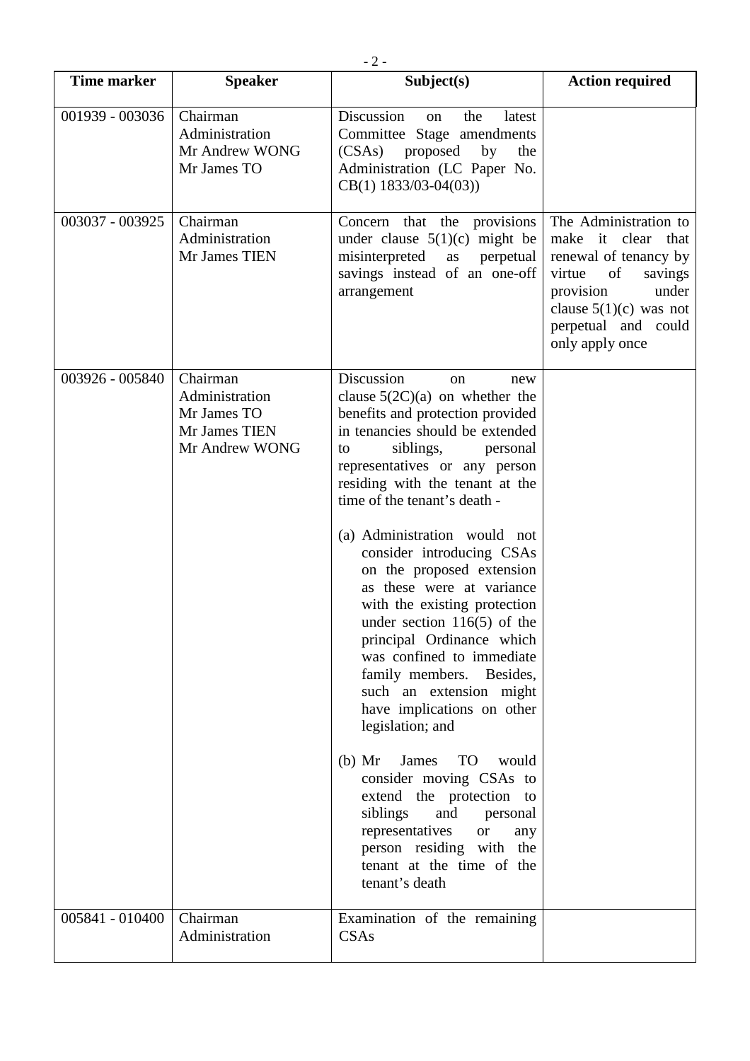| Time marker | Speaker | Subject(s) | Action required |
| --- | --- | --- | --- |
| 001939 - 003036 | Chairman<br>Administration<br>Mr Andrew WONG<br>Mr James TO | Discussion on the latest Committee Stage amendments (CSAs) proposed by the Administration (LC Paper No. CB(1) 1833/03-04(03)) | |
| 003037 - 003925 | Chairman<br>Administration<br>Mr James TIEN | Concern that the provisions under clause 5(1)(c) might be misinterpreted as perpetual savings instead of an one-off arrangement | The Administration to make it clear that renewal of tenancy by virtue of savings provision under clause 5(1)(c) was not perpetual and could only apply once |
| 003926 - 005840 | Chairman<br>Administration<br>Mr James TO<br>Mr James TIEN<br>Mr Andrew WONG | Discussion on new clause 5(2C)(a) on whether the benefits and protection provided in tenancies should be extended to siblings, personal representatives or any person residing with the tenant at the time of the tenant's death -<br><br>(a) Administration would not consider introducing CSAs on the proposed extension as these were at variance with the existing protection under section 116(5) of the principal Ordinance which was confined to immediate family members. Besides, such an extension might have implications on other legislation; and<br><br>(b) Mr James TO would consider moving CSAs to extend the protection to siblings and personal representatives or any person residing with the tenant at the time of the tenant's death | |
| 005841 - 010400 | Chairman<br>Administration | Examination of the remaining CSAs | |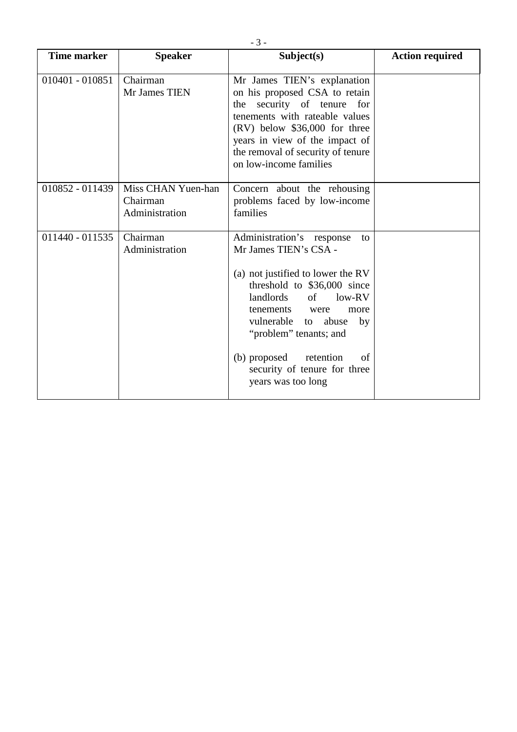| Time marker | Speaker | Subject(s) | Action required |
|---|---|---|---|
| 010401 - 010851 | Chairman<br>Mr James TIEN | Mr James TIEN's explanation on his proposed CSA to retain the security of tenure for tenements with rateable values (RV) below $36,000 for three years in view of the impact of the removal of security of tenure on low-income families | |
| 010852 - 011439 | Miss CHAN Yuen-han<br>Chairman<br>Administration | Concern about the rehousing problems faced by low-income families | |
| 011440 - 011535 | Chairman<br>Administration | Administration's response to Mr James TIEN's CSA -<br><br>(a) not justified to lower the RV threshold to $36,000 since landlords of low-RV tenements were more vulnerable to abuse by "problem" tenants; and<br><br>(b) proposed retention of security of tenure for three years was too long | |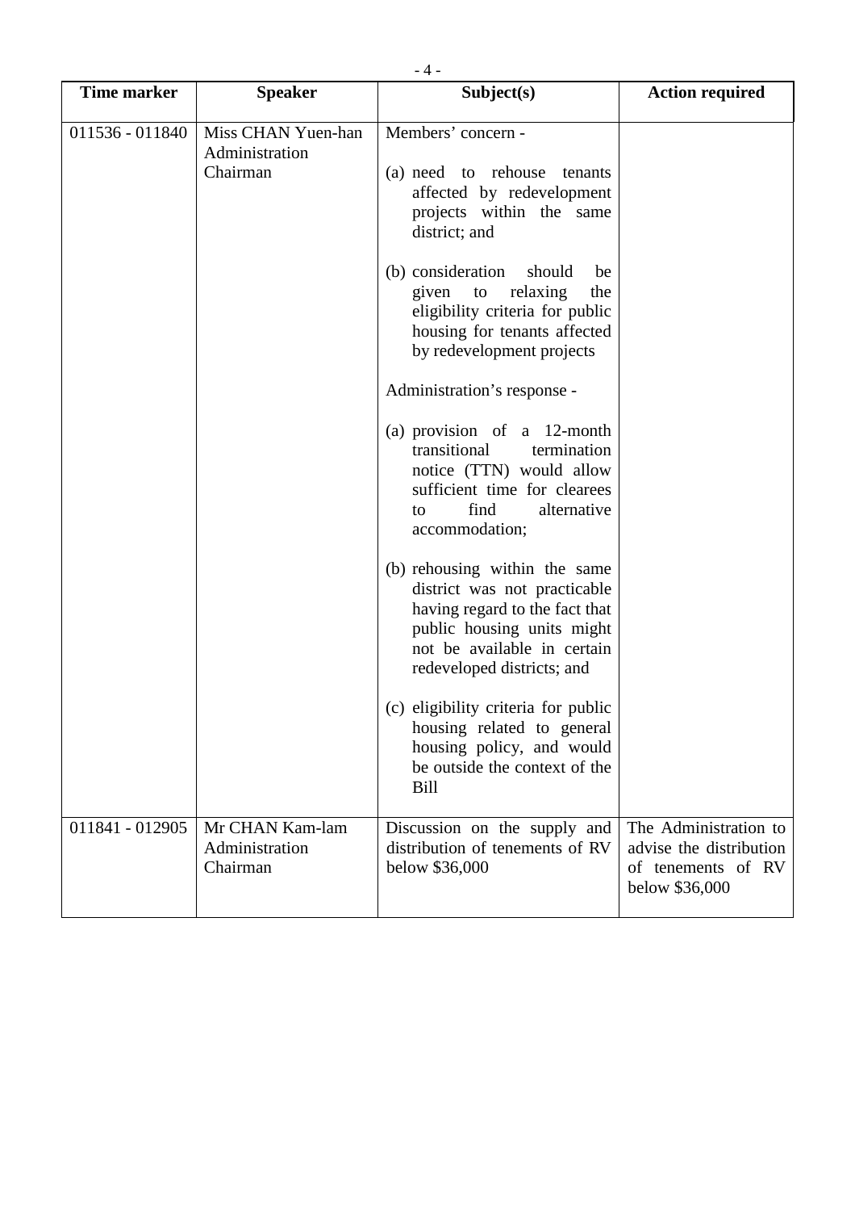| Time marker | Speaker | Subject(s) | Action required |
|---|---|---|---|
| 011536 - 011840 | Miss CHAN Yuen-han<br>Administration<br>Chairman | Members' concern -<br><br>(a) need to rehouse tenants affected by redevelopment projects within the same district; and<br><br>(b) consideration should be given to relaxing the eligibility criteria for public housing for tenants affected by redevelopment projects<br><br>Administration's response -<br><br>(a) provision of a 12-month transitional termination notice (TTN) would allow sufficient time for clearees to find alternative accommodation;<br><br>(b) rehousing within the same district was not practicable having regard to the fact that public housing units might not be available in certain redeveloped districts; and<br><br>(c) eligibility criteria for public housing related to general housing policy, and would be outside the context of the Bill | |
| 011841 - 012905 | Mr CHAN Kam-lam<br>Administration<br>Chairman | Discussion on the supply and distribution of tenements of RV below $36,000 | The Administration to advise the distribution of tenements of RV below $36,000 |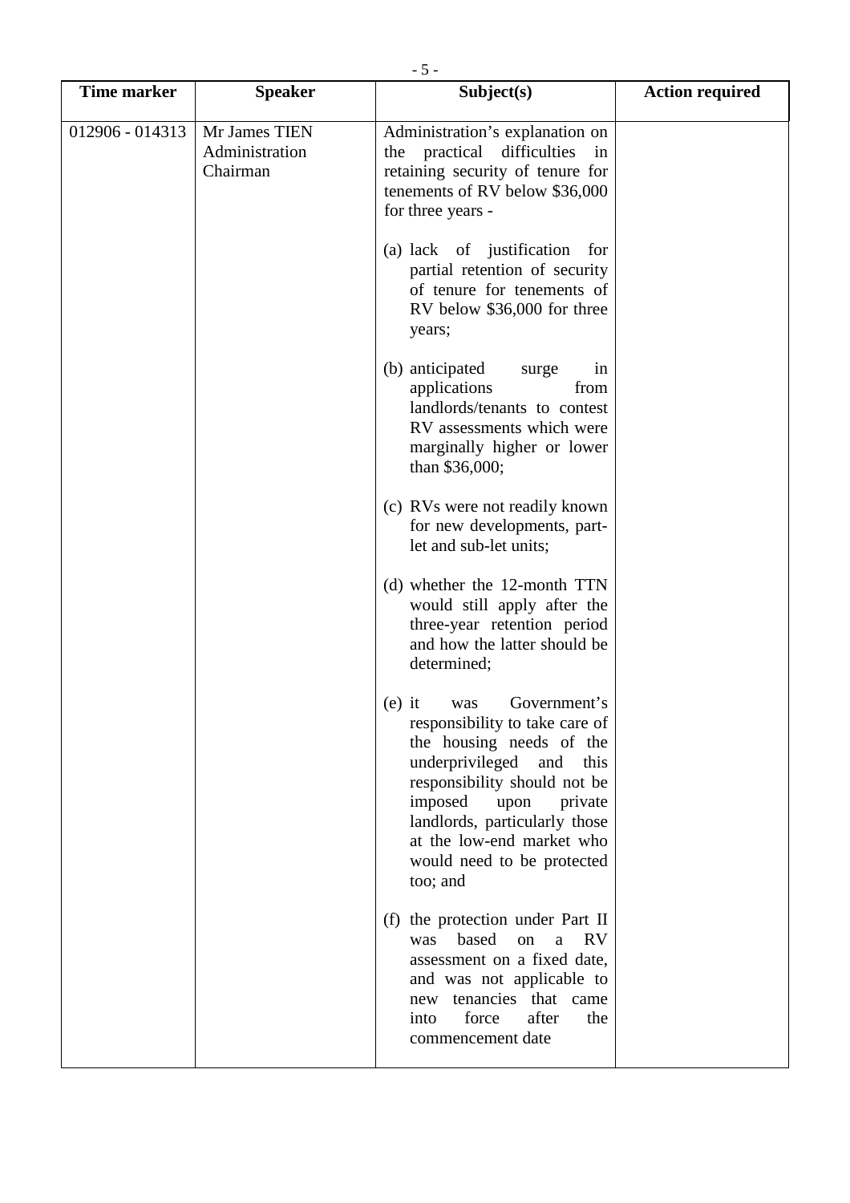| Time marker | Speaker | Subject(s) | Action required |
| --- | --- | --- | --- |
| 012906 - 014313 | Mr James TIEN<br>Administration<br>Chairman | Administration's explanation on the practical difficulties in retaining security of tenure for tenements of RV below $36,000 for three years -<br><br>(a) lack of justification for partial retention of security of tenure for tenements of RV below $36,000 for three years;<br><br>(b) anticipated surge in applications from landlords/tenants to contest RV assessments which were marginally higher or lower than $36,000;<br><br>(c) RVs were not readily known for new developments, part-let and sub-let units;<br><br>(d) whether the 12-month TTN would still apply after the three-year retention period and how the latter should be determined;<br><br>(e) it was Government's responsibility to take care of the housing needs of the underprivileged and this responsibility should not be imposed upon private landlords, particularly those at the low-end market who would need to be protected too; and<br><br>(f) the protection under Part II was based on a RV assessment on a fixed date, and was not applicable to new tenancies that came into force after the commencement date | |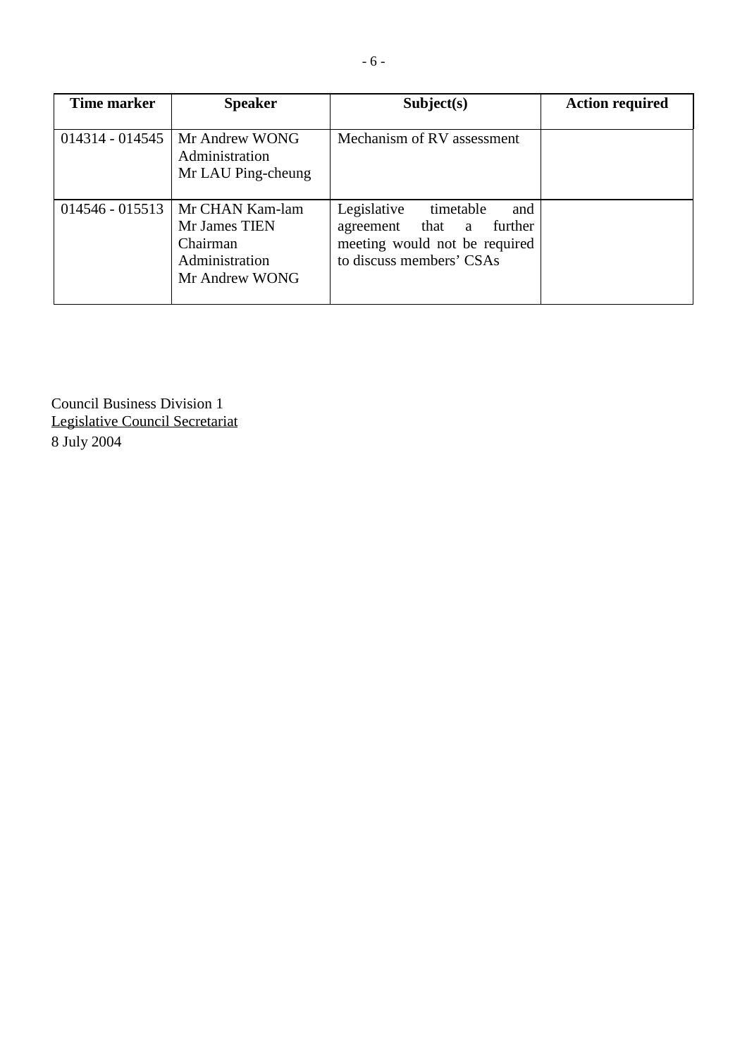| Time marker | Speaker | Subject(s) | Action required |
|---|---|---|---|
| 014314 - 014545 | Mr Andrew WONG<br>Administration<br>Mr LAU Ping-cheung | Mechanism of RV assessment | |
| 014546 - 015513 | Mr CHAN Kam-lam<br>Mr James TIEN<br>Chairman<br>Administration<br>Mr Andrew WONG | Legislative timetable and agreement that a further meeting would not be required to discuss members' CSAs | |

Council Business Division 1
Legislative Council Secretariat
8 July 2004